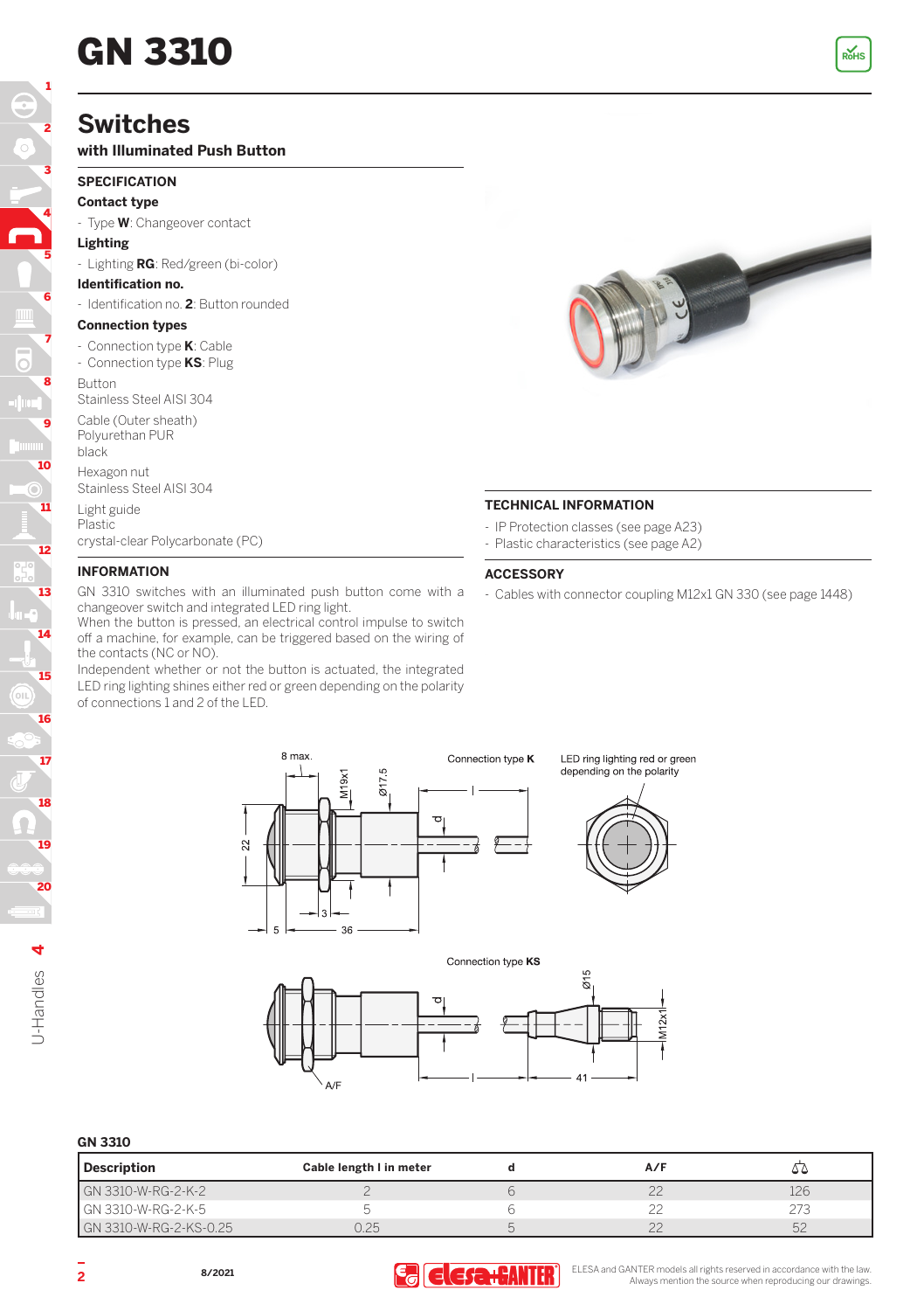# GN 3310

## Switches

### with Illuminated Push Button

**SPECIFICATION**

**Contact type**

- Type **W**: Changeover contact

**Lighting**

- Lighting **RG**: Red/green (bi-color)

**Identification no.**

- Identification no. **2**: Button rounded

**Connection types**

- Connection type **K**: Cable
- Connection type **KS**: Plug

Button
Stainless Steel AISI 304

Cable (Outer sheath)
Polyurethan PUR
black

Hexagon nut
Stainless Steel AISI 304

Light guide
Plastic
crystal-clear Polycarbonate (PC)

**INFORMATION**

GN 3310 switches with an illuminated push button come with a changeover switch and integrated LED ring light.
When the button is pressed, an electrical control impulse to switch off a machine, for example, can be triggered based on the wiring of the contacts (NC or NO).
Independent whether or not the button is actuated, the integrated LED ring lighting shines either red or green depending on the polarity of connections 1 and 2 of the LED.

**TECHNICAL INFORMATION**

- IP Protection classes (see page A23)
- Plastic characteristics (see page A2)

**ACCESSORY**

- Cables with connector coupling M12x1 GN 330 (see page 1448)

Connection type **K**

LED ring lighting red or green depending on the polarity

Connection type **KS**

**GN 3310**

| Description | Cable length l in meter | d | A/F | ⚖ |
|---|---|---|---|---|
| GN 3310-W-RG-2-K-2 | 2 | 6 | 22 | 126 |
| GN 3310-W-RG-2-K-5 | 5 | 6 | 22 | 273 |
| GN 3310-W-RG-2-KS-0.25 | 0.25 | 5 | 22 | 52 |

ELESA and GANTER models all rights reserved in accordance with the law. Always mention the source when reproducing our drawings.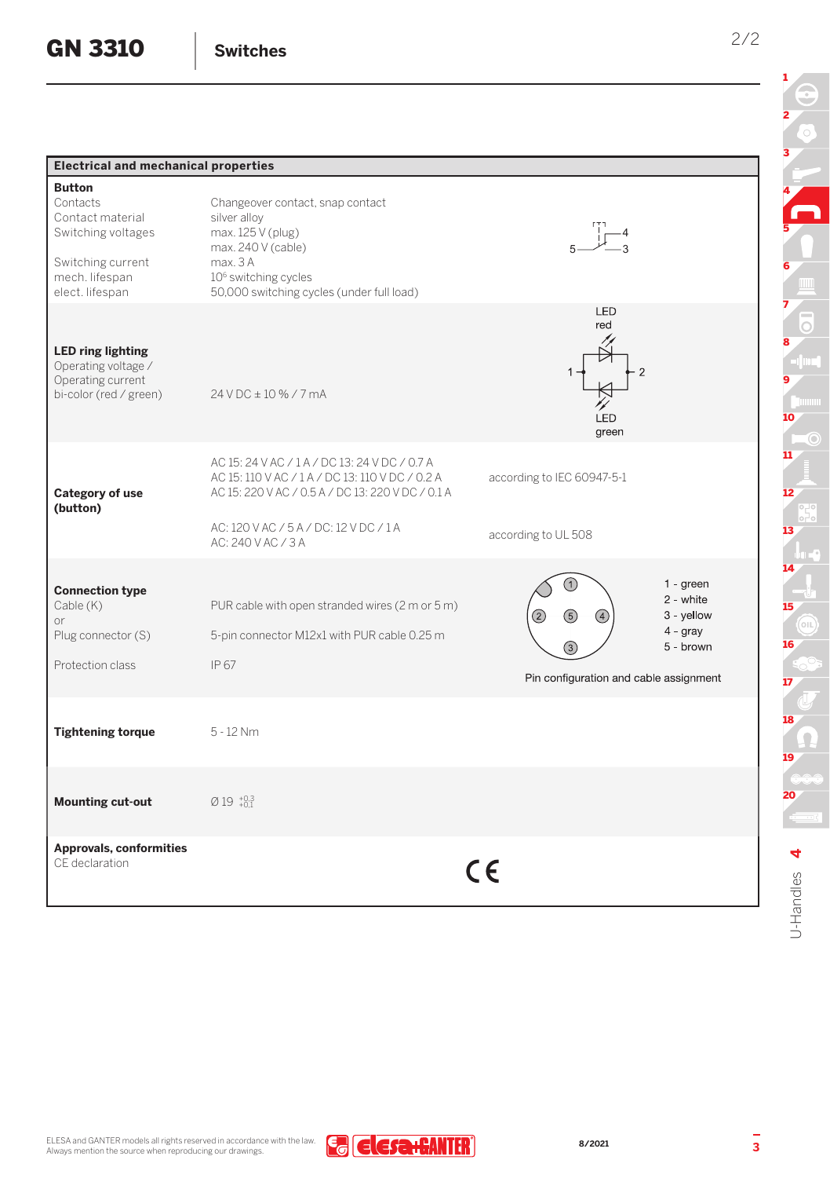# GN 3310 Switches

## Electrical and mechanical properties

| | | |
|---|---|---|
| **Button** | | |
| Contacts | Changeover contact, snap contact | |
| Contact material | silver alloy | |
| Switching voltages | max. 125 V (plug)<br>max. 240 V (cable) | 5, 4, 3 |
| Switching current | max. 3 A | |
| mech. lifespan | $10^6$ switching cycles | |
| elect. lifespan | 50,000 switching cycles (under full load) | |
| **LED ring lighting**<br>Operating voltage / Operating current<br>bi-color (red / green) | 24 V DC ± 10 % / 7 mA | LED red, LED green, 1, 2 |
| **Category of use (button)** | AC 15: 24 V AC / 1 A / DC 13: 24 V DC / 0.7 A<br>AC 15: 110 V AC / 1 A / DC 13: 110 V DC / 0.2 A<br>AC 15: 220 V AC / 0.5 A / DC 13: 220 V DC / 0.1 A | according to IEC 60947-5-1 |
| | AC: 120 V AC / 5 A / DC: 12 V DC / 1 A<br>AC: 240 V AC / 3 A | according to UL 508 |
| **Connection type**<br>Cable (K)<br>or<br>Plug connector (S) | PUR cable with open stranded wires (2 m or 5 m)<br><br>5-pin connector M12x1 with PUR cable 0.25 m | 1 - green<br>2 - white<br>3 - yellow<br>4 - gray<br>5 - brown<br>Pin configuration and cable assignment |
| Protection class | IP 67 | |
| **Tightening torque** | 5 - 12 Nm | |
| **Mounting cut-out** | Ø 19 $^{+0.3}_{+0.1}$ | |
| **Approvals, conformities**<br>CE declaration | CE | |

ELESA and GANTER models all rights reserved in accordance with the law.
Always mention the source when reproducing our drawings.

8/2021